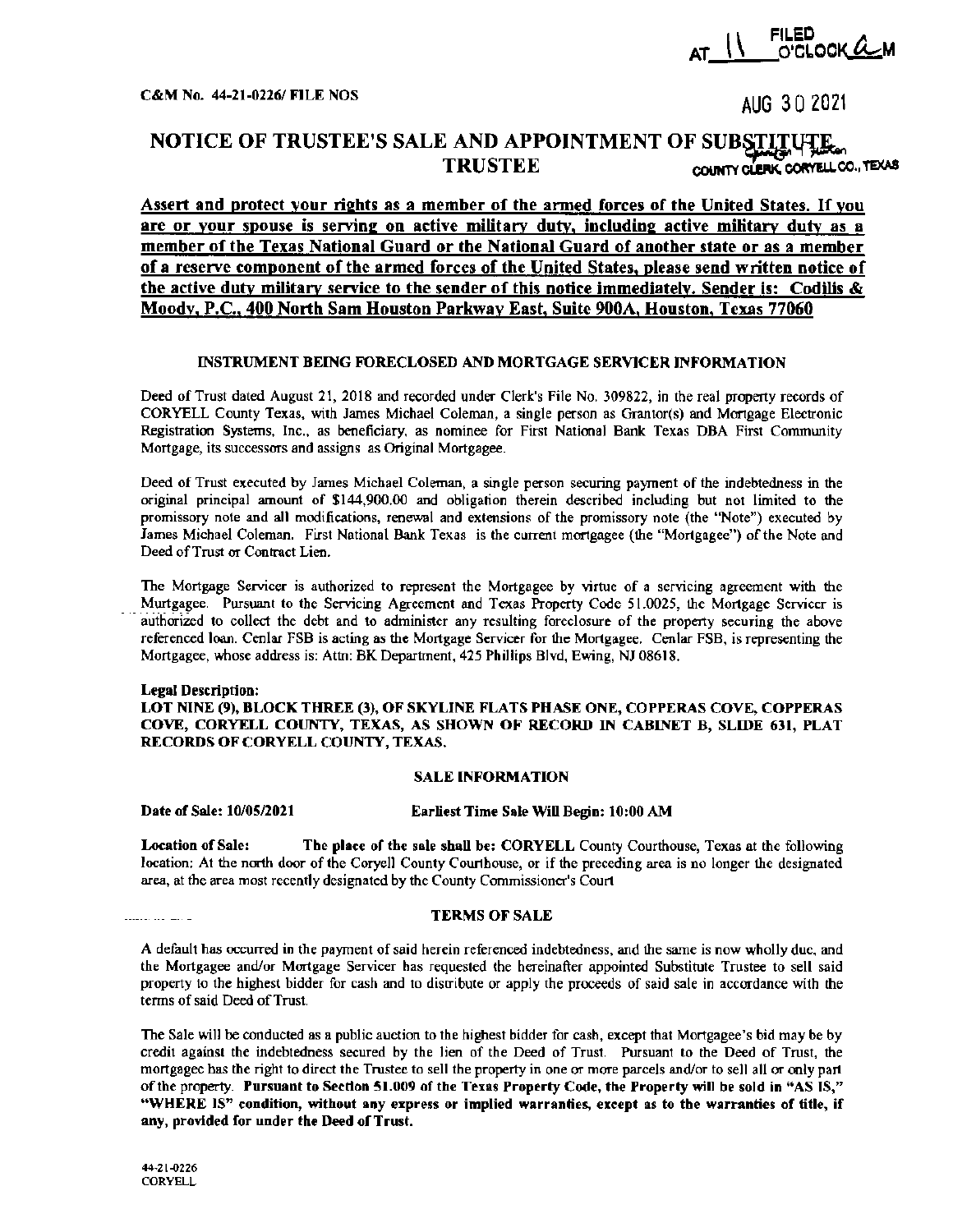FILED AT 11 O'CLOCK A M

AUG 30 2021

COUNTY CLERK, CORYELL CO., TEXAS

C&M No. 44-21-0226/ FILE NOS

# NOTICE OF TRUSTEE'S SALE AND APPOINTMENT OF SUBSTITUTE TRUSTEE

**Assert and protect your rights as a member of the armed forces of the United States. If you are or your spouse is serving on active military duty, including active military duty as a member of the Texas National Guard or the National Guard of another state or as a member of a reserve component of the armed forces of the United States, please send written notice of the active duty military service to the sender of this notice immediately. Sender is: Codilis & Moody, P.C., 400 North Sam Houston Parkway East, Suite 900A, Houston, Texas 77060**

## INSTRUMENT BEING FORECLOSED AND MORTGAGE SERVICER INFORMATION

Deed of Trust dated August 21, 2018 and recorded under Clerk's File No. 309822, in the real property records of CORYELL County Texas, with James Michael Coleman, a single person as Grantor(s) and Mortgage Electronic Registration Systems, Inc., as beneficiary, as nominee for First National Bank Texas DBA First Community Mortgage, its successors and assigns as Original Mortgagee.

Deed of Trust executed by James Michael Coleman, a single person securing payment of the indebtedness in the original principal amount of $144,900.00 and obligation therein described including but not limited to the promissory note and all modifications, renewal and extensions of the promissory note (the "Note") executed by James Michael Coleman. First National Bank Texas is the current mortgagee (the "Mortgagee") of the Note and Deed of Trust or Contract Lien.

The Mortgage Servicer is authorized to represent the Mortgagee by virtue of a servicing agreement with the Mortgagee. Pursuant to the Servicing Agreement and Texas Property Code 51.0025, the Mortgage Servicer is authorized to collect the debt and to administer any resulting foreclosure of the property securing the above referenced loan. Cenlar FSB is acting as the Mortgage Servicer for the Mortgagee. Cenlar FSB, is representing the Mortgagee, whose address is: Attn: BK Department, 425 Phillips Blvd, Ewing, NJ 08618.

**Legal Description:**

**LOT NINE (9), BLOCK THREE (3), OF SKYLINE FLATS PHASE ONE, COPPERAS COVE, COPPERAS COVE, CORYELL COUNTY, TEXAS, AS SHOWN OF RECORD IN CABINET B, SLIDE 631, PLAT RECORDS OF CORYELL COUNTY, TEXAS.**

## SALE INFORMATION

**Date of Sale: 10/05/2021** **Earliest Time Sale Will Begin: 10:00 AM**

**Location of Sale:** **The place of the sale shall be: CORYELL** County Courthouse, Texas at the following location: At the north door of the Coryell County Courthouse, or if the preceding area is no longer the designated area, at the area most recently designated by the County Commissioner's Court

## TERMS OF SALE

A default has occurred in the payment of said herein referenced indebtedness, and the same is now wholly due, and the Mortgagee and/or Mortgage Servicer has requested the hereinafter appointed Substitute Trustee to sell said property to the highest bidder for cash and to distribute or apply the proceeds of said sale in accordance with the terms of said Deed of Trust.

The Sale will be conducted as a public auction to the highest bidder for cash, except that Mortgagee's bid may be by credit against the indebtedness secured by the lien of the Deed of Trust. Pursuant to the Deed of Trust, the mortgagee has the right to direct the Trustee to sell the property in one or more parcels and/or to sell all or only part of the property. **Pursuant to Section 51.009 of the Texas Property Code, the Property will be sold in "AS IS," "WHERE IS" condition, without any express or implied warranties, except as to the warranties of title, if any, provided for under the Deed of Trust.**

44-21-0226
CORYELL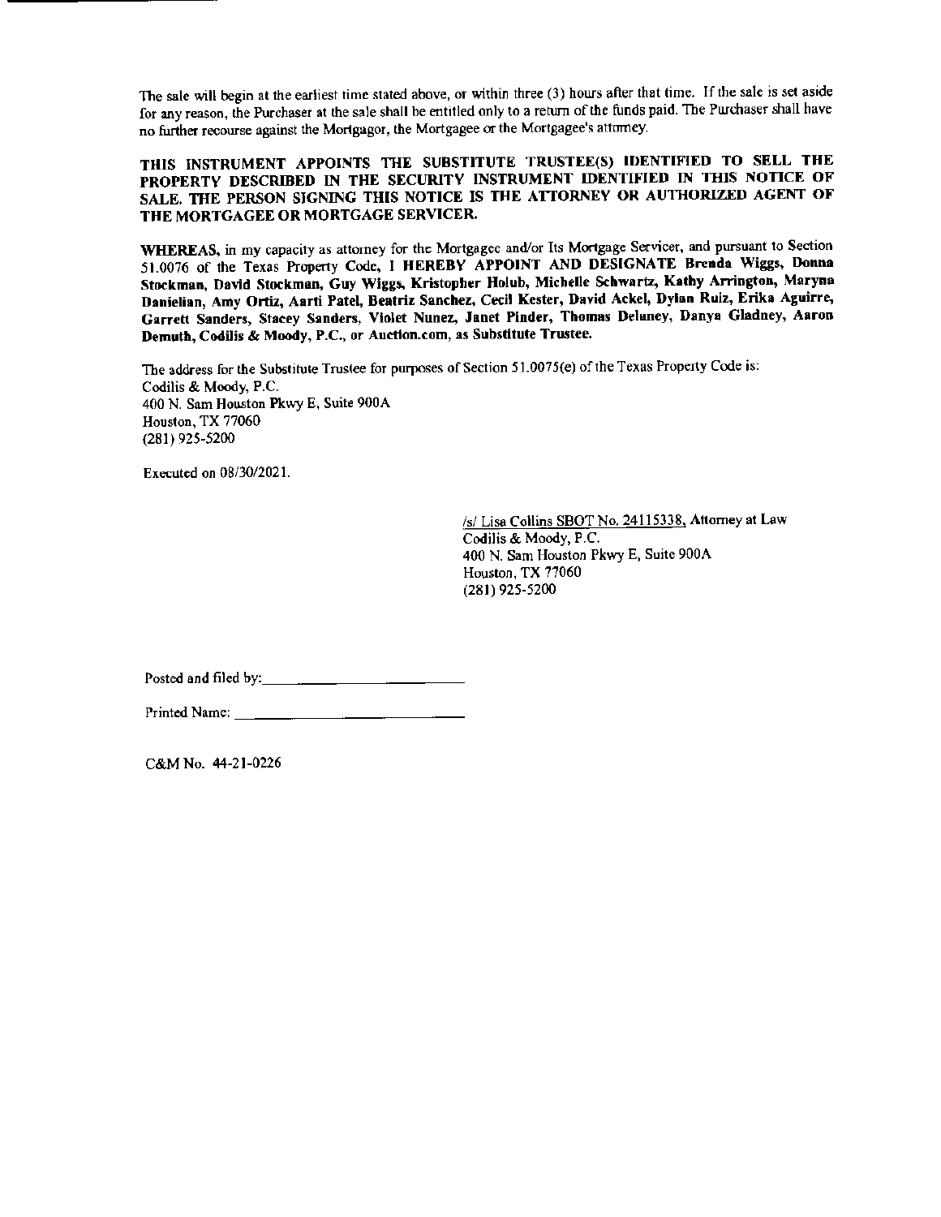The sale will begin at the earliest time stated above, or within three (3) hours after that time. If the sale is set aside for any reason, the Purchaser at the sale shall be entitled only to a return of the funds paid. The Purchaser shall have no further recourse against the Mortgagor, the Mortgagee or the Mortgagee's attorney.

**THIS INSTRUMENT APPOINTS THE SUBSTITUTE TRUSTEE(S) IDENTIFIED TO SELL THE PROPERTY DESCRIBED IN THE SECURITY INSTRUMENT IDENTIFIED IN THIS NOTICE OF SALE. THE PERSON SIGNING THIS NOTICE IS THE ATTORNEY OR AUTHORIZED AGENT OF THE MORTGAGEE OR MORTGAGE SERVICER.**

**WHEREAS,** in my capacity as attorney for the Mortgagee and/or Its Mortgage Servicer, and pursuant to Section 51.0076 of the Texas Property Code, I **HEREBY APPOINT AND DESIGNATE Brenda Wiggs, Donna Stockman, David Stockman, Guy Wiggs, Kristopher Holub, Michelle Schwartz, Kathy Arrington, Maryna Danielian, Amy Ortiz, Aarti Patel, Beatriz Sanchez, Cecil Kester, David Ackel, Dylan Ruiz, Erika Aguirre, Garrett Sanders, Stacey Sanders, Violet Nunez, Janet Pinder, Thomas Delaney, Danya Gladney, Aaron Demuth, Codilis & Moody, P.C., or Auction.com, as Substitute Trustee.**

The address for the Substitute Trustee for purposes of Section 51.0075(e) of the Texas Property Code is:
Codilis & Moody, P.C.
400 N. Sam Houston Pkwy E, Suite 900A
Houston, TX 77060
(281) 925-5200

Executed on 08/30/2021.

/s/ Lisa Collins SBOT No. 24115338, Attorney at Law
Codilis & Moody, P.C.
400 N. Sam Houston Pkwy E, Suite 900A
Houston, TX 77060
(281) 925-5200

Posted and filed by: ______________________

Printed Name: ______________________

C&M No. 44-21-0226